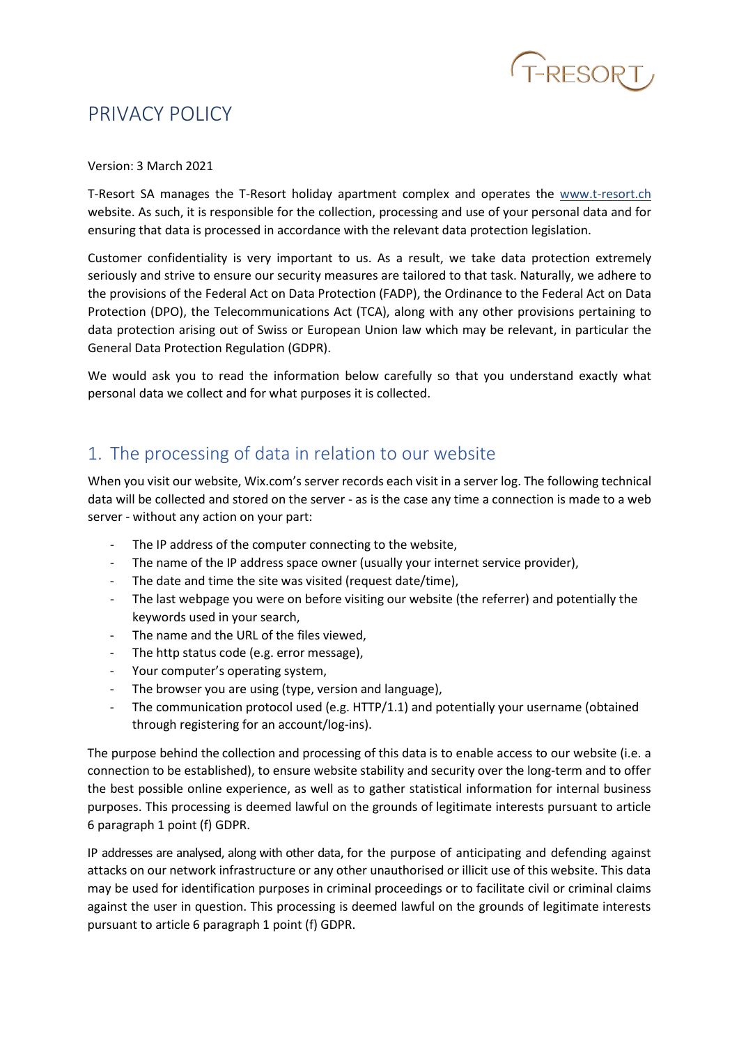# PRIVACY POLICY

Version: 3 March 2021

T-Resort SA manages the T-Resort holiday apartment complex and operates the www.t-resort.ch website. As such, it is responsible for the collection, processing and use of your personal data and for ensuring that data is processed in accordance with the relevant data protection legislation.

Customer confidentiality is very important to us. As a result, we take data protection extremely seriously and strive to ensure our security measures are tailored to that task. Naturally, we adhere to the provisions of the Federal Act on Data Protection (FADP), the Ordinance to the Federal Act on Data Protection (DPO), the Telecommunications Act (TCA), along with any other provisions pertaining to data protection arising out of Swiss or European Union law which may be relevant, in particular the General Data Protection Regulation (GDPR).

We would ask you to read the information below carefully so that you understand exactly what personal data we collect and for what purposes it is collected.

## 1. The processing of data in relation to our website

When you visit our website, Wix.com's server records each visit in a server log. The following technical data will be collected and stored on the server - as is the case any time a connection is made to a web server - without any action on your part:

- The IP address of the computer connecting to the website,
- The name of the IP address space owner (usually your internet service provider),
- The date and time the site was visited (request date/time),
- The last webpage you were on before visiting our website (the referrer) and potentially the keywords used in your search,
- The name and the URL of the files viewed,
- The http status code (e.g. error message),
- Your computer's operating system,
- The browser you are using (type, version and language),
- The communication protocol used (e.g. HTTP/1.1) and potentially your username (obtained through registering for an account/log-ins).

The purpose behind the collection and processing of this data is to enable access to our website (i.e. a connection to be established), to ensure website stability and security over the long-term and to offer the best possible online experience, as well as to gather statistical information for internal business purposes. This processing is deemed lawful on the grounds of legitimate interests pursuant to article 6 paragraph 1 point (f) GDPR.

IP addresses are analysed, along with other data, for the purpose of anticipating and defending against attacks on our network infrastructure or any other unauthorised or illicit use of this website. This data may be used for identification purposes in criminal proceedings or to facilitate civil or criminal claims against the user in question. This processing is deemed lawful on the grounds of legitimate interests pursuant to article 6 paragraph 1 point (f) GDPR.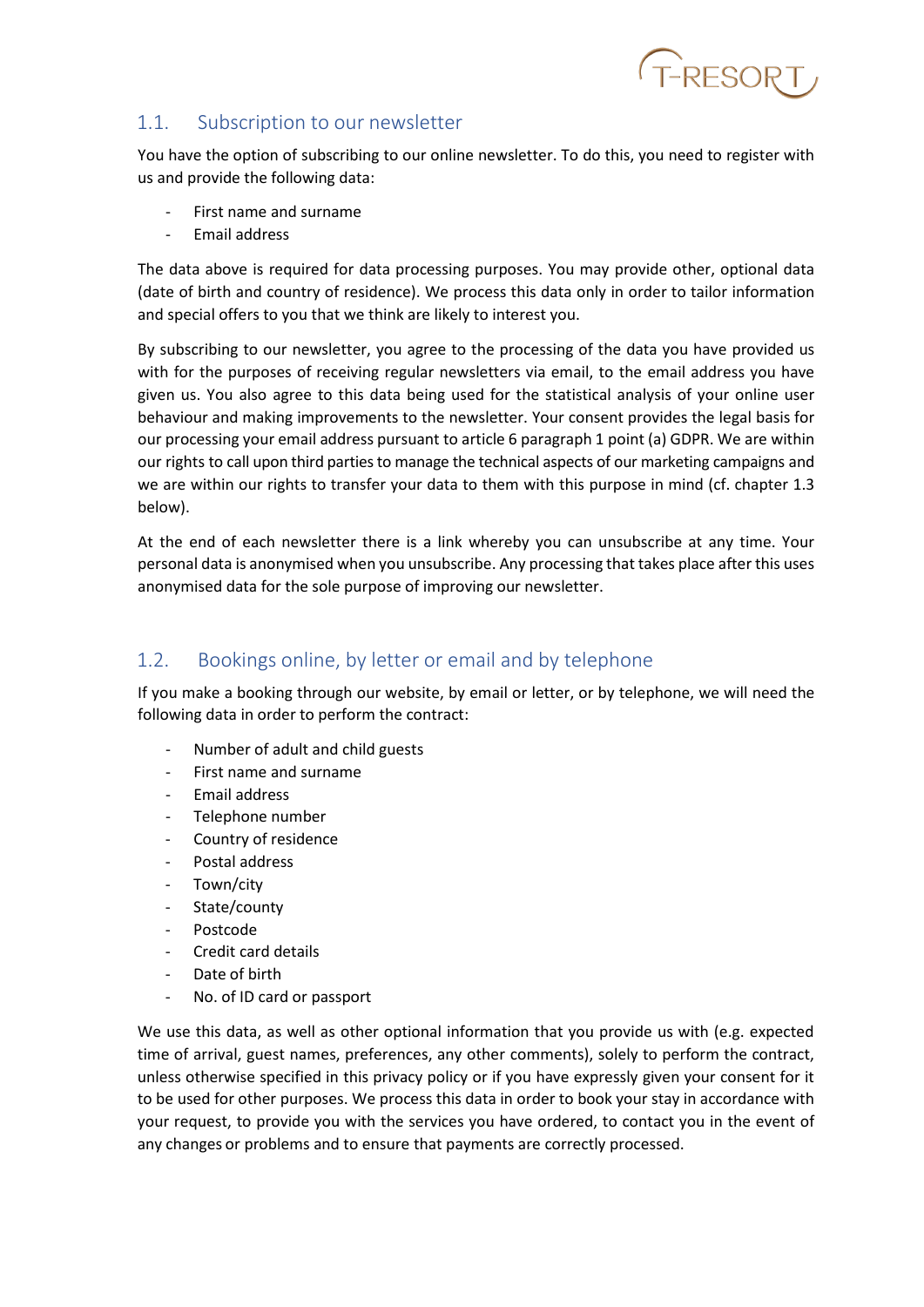## 1.1. Subscription to our newsletter

You have the option of subscribing to our online newsletter. To do this, you need to register with us and provide the following data:

- First name and surname
- Email address

The data above is required for data processing purposes. You may provide other, optional data (date of birth and country of residence). We process this data only in order to tailor information and special offers to you that we think are likely to interest you.

By subscribing to our newsletter, you agree to the processing of the data you have provided us with for the purposes of receiving regular newsletters via email, to the email address you have given us. You also agree to this data being used for the statistical analysis of your online user behaviour and making improvements to the newsletter. Your consent provides the legal basis for our processing your email address pursuant to article 6 paragraph 1 point (a) GDPR. We are within our rights to call upon third parties to manage the technical aspects of our marketing campaigns and we are within our rights to transfer your data to them with this purpose in mind (cf. chapter 1.3 below).

At the end of each newsletter there is a link whereby you can unsubscribe at any time. Your personal data is anonymised when you unsubscribe. Any processing that takes place after this uses anonymised data for the sole purpose of improving our newsletter.

## 1.2. Bookings online, by letter or email and by telephone

If you make a booking through our website, by email or letter, or by telephone, we will need the following data in order to perform the contract:

- Number of adult and child guests
- First name and surname
- Email address
- Telephone number
- Country of residence
- Postal address
- Town/city
- State/county
- Postcode
- Credit card details
- Date of birth
- No. of ID card or passport

We use this data, as well as other optional information that you provide us with (e.g. expected time of arrival, guest names, preferences, any other comments), solely to perform the contract, unless otherwise specified in this privacy policy or if you have expressly given your consent for it to be used for other purposes. We process this data in order to book your stay in accordance with your request, to provide you with the services you have ordered, to contact you in the event of any changes or problems and to ensure that payments are correctly processed.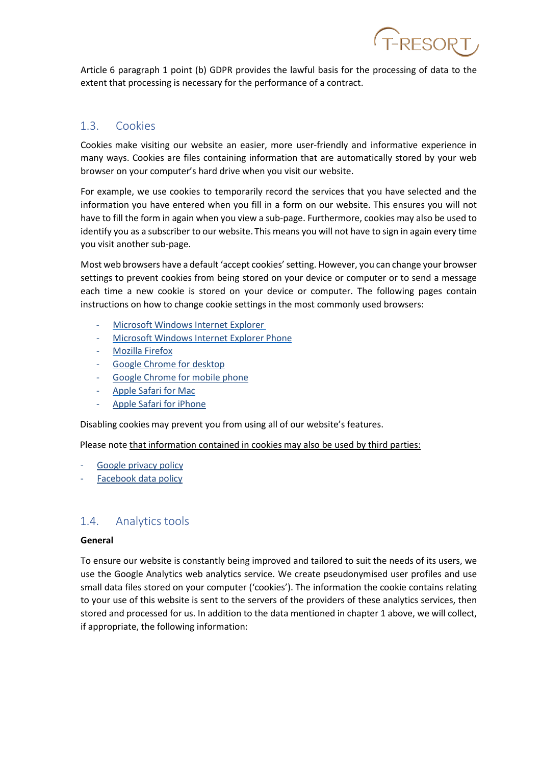Article 6 paragraph 1 point (b) GDPR provides the lawful basis for the processing of data to the extent that processing is necessary for the performance of a contract.

## 1.3. Cookies

Cookies make visiting our website an easier, more user-friendly and informative experience in many ways. Cookies are files containing information that are automatically stored by your web browser on your computer's hard drive when you visit our website.

For example, we use cookies to temporarily record the services that you have selected and the information you have entered when you fill in a form on our website. This ensures you will not have to fill the form in again when you view a sub-page. Furthermore, cookies may also be used to identify you as a subscriber to our website. This means you will not have to sign in again every time you visit another sub-page.

Most web browsers have a default 'accept cookies' setting. However, you can change your browser settings to prevent cookies from being stored on your device or computer or to send a message each time a new cookie is stored on your device or computer. The following pages contain instructions on how to change cookie settings in the most commonly used browsers:

- Microsoft Windows Internet Explorer
- Microsoft Windows Internet Explorer Phone
- Mozilla Firefox
- Google Chrome for desktop
- Google Chrome for mobile phone
- Apple Safari for Mac
- Apple Safari for iPhone

Disabling cookies may prevent you from using all of our website's features.

Please note that information contained in cookies may also be used by third parties:

- Google privacy policy
- Facebook data policy

## 1.4. Analytics tools

**General**

To ensure our website is constantly being improved and tailored to suit the needs of its users, we use the Google Analytics web analytics service. We create pseudonymised user profiles and use small data files stored on your computer ('cookies'). The information the cookie contains relating to your use of this website is sent to the servers of the providers of these analytics services, then stored and processed for us. In addition to the data mentioned in chapter 1 above, we will collect, if appropriate, the following information: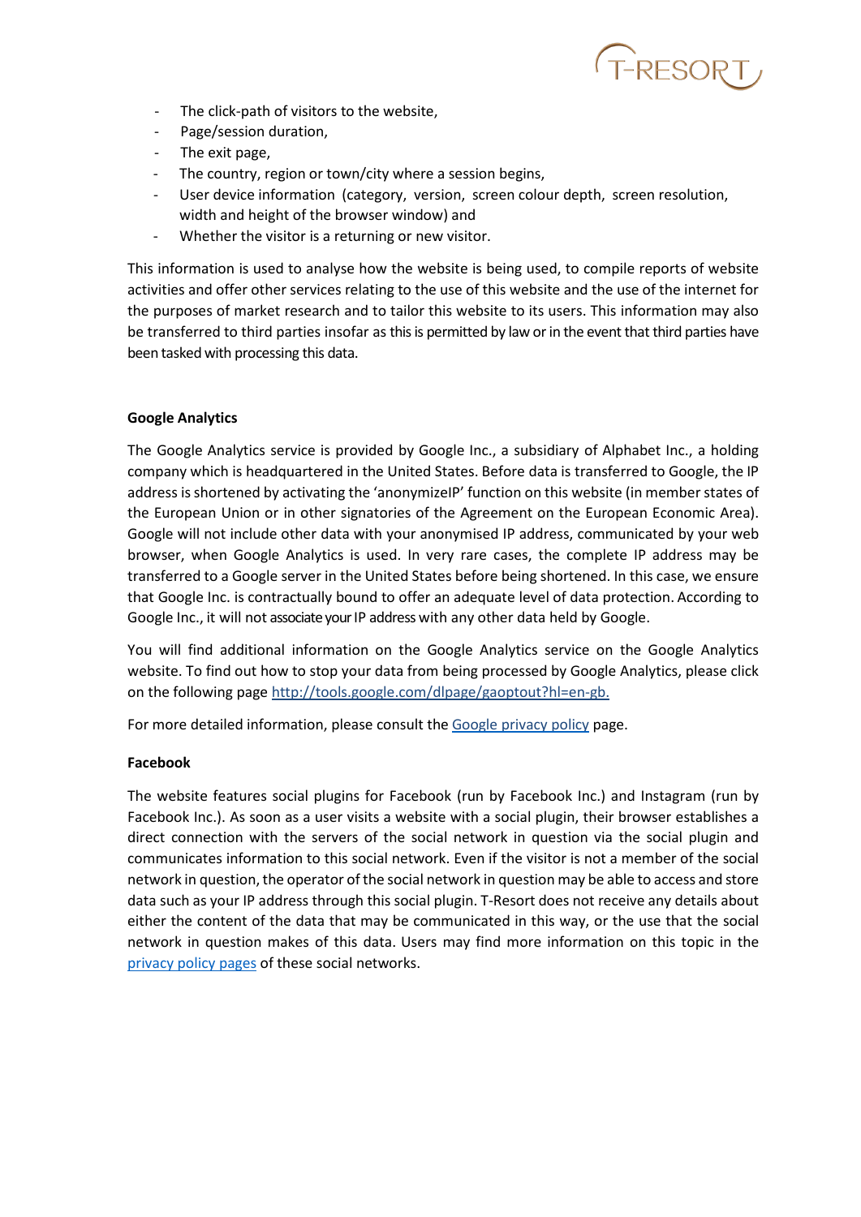- The click-path of visitors to the website,
- Page/session duration,
- The exit page,
- The country, region or town/city where a session begins,
- User device information (category, version, screen colour depth, screen resolution, width and height of the browser window) and
- Whether the visitor is a returning or new visitor.

This information is used to analyse how the website is being used, to compile reports of website activities and offer other services relating to the use of this website and the use of the internet for the purposes of market research and to tailor this website to its users. This information may also be transferred to third parties insofar as this is permitted by law or in the event that third parties have been tasked with processing this data.

**Google Analytics**

The Google Analytics service is provided by Google Inc., a subsidiary of Alphabet Inc., a holding company which is headquartered in the United States. Before data is transferred to Google, the IP address is shortened by activating the 'anonymizeIP' function on this website (in member states of the European Union or in other signatories of the Agreement on the European Economic Area). Google will not include other data with your anonymised IP address, communicated by your web browser, when Google Analytics is used. In very rare cases, the complete IP address may be transferred to a Google server in the United States before being shortened. In this case, we ensure that Google Inc. is contractually bound to offer an adequate level of data protection. According to Google Inc., it will not associate your IP address with any other data held by Google.

You will find additional information on the Google Analytics service on the Google Analytics website. To find out how to stop your data from being processed by Google Analytics, please click on the following page [http://tools.google.com/dlpage/gaoptout?hl=en-gb.](http://tools.google.com/dlpage/gaoptout?hl=en-gb)

For more detailed information, please consult the [Google privacy policy]() page.

**Facebook**

The website features social plugins for Facebook (run by Facebook Inc.) and Instagram (run by Facebook Inc.). As soon as a user visits a website with a social plugin, their browser establishes a direct connection with the servers of the social network in question via the social plugin and communicates information to this social network. Even if the visitor is not a member of the social network in question, the operator of the social network in question may be able to access and store data such as your IP address through this social plugin. T-Resort does not receive any details about either the content of the data that may be communicated in this way, or the use that the social network in question makes of this data. Users may find more information on this topic in the [privacy policy pages]() of these social networks.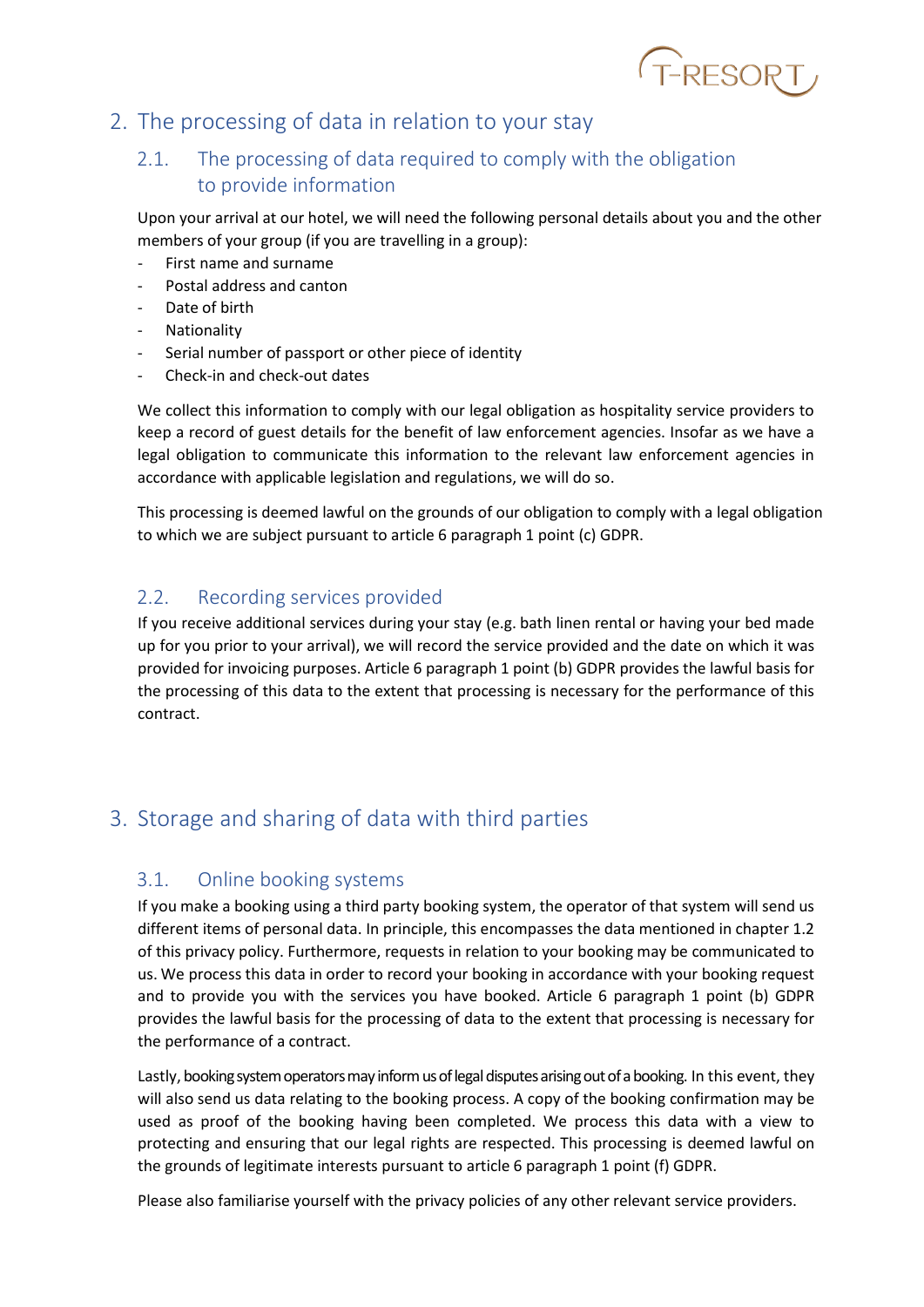## 2. The processing of data in relation to your stay

### 2.1. The processing of data required to comply with the obligation to provide information

Upon your arrival at our hotel, we will need the following personal details about you and the other members of your group (if you are travelling in a group):

- First name and surname
- Postal address and canton
- Date of birth
- Nationality
- Serial number of passport or other piece of identity
- Check-in and check-out dates

We collect this information to comply with our legal obligation as hospitality service providers to keep a record of guest details for the benefit of law enforcement agencies. Insofar as we have a legal obligation to communicate this information to the relevant law enforcement agencies in accordance with applicable legislation and regulations, we will do so.

This processing is deemed lawful on the grounds of our obligation to comply with a legal obligation to which we are subject pursuant to article 6 paragraph 1 point (c) GDPR.

### 2.2. Recording services provided

If you receive additional services during your stay (e.g. bath linen rental or having your bed made up for you prior to your arrival), we will record the service provided and the date on which it was provided for invoicing purposes. Article 6 paragraph 1 point (b) GDPR provides the lawful basis for the processing of this data to the extent that processing is necessary for the performance of this contract.

## 3. Storage and sharing of data with third parties

### 3.1. Online booking systems

If you make a booking using a third party booking system, the operator of that system will send us different items of personal data. In principle, this encompasses the data mentioned in chapter 1.2 of this privacy policy. Furthermore, requests in relation to your booking may be communicated to us. We process this data in order to record your booking in accordance with your booking request and to provide you with the services you have booked. Article 6 paragraph 1 point (b) GDPR provides the lawful basis for the processing of data to the extent that processing is necessary for the performance of a contract.

Lastly, booking system operators may inform us of legal disputes arising out of a booking. In this event, they will also send us data relating to the booking process. A copy of the booking confirmation may be used as proof of the booking having been completed. We process this data with a view to protecting and ensuring that our legal rights are respected. This processing is deemed lawful on the grounds of legitimate interests pursuant to article 6 paragraph 1 point (f) GDPR.

Please also familiarise yourself with the privacy policies of any other relevant service providers.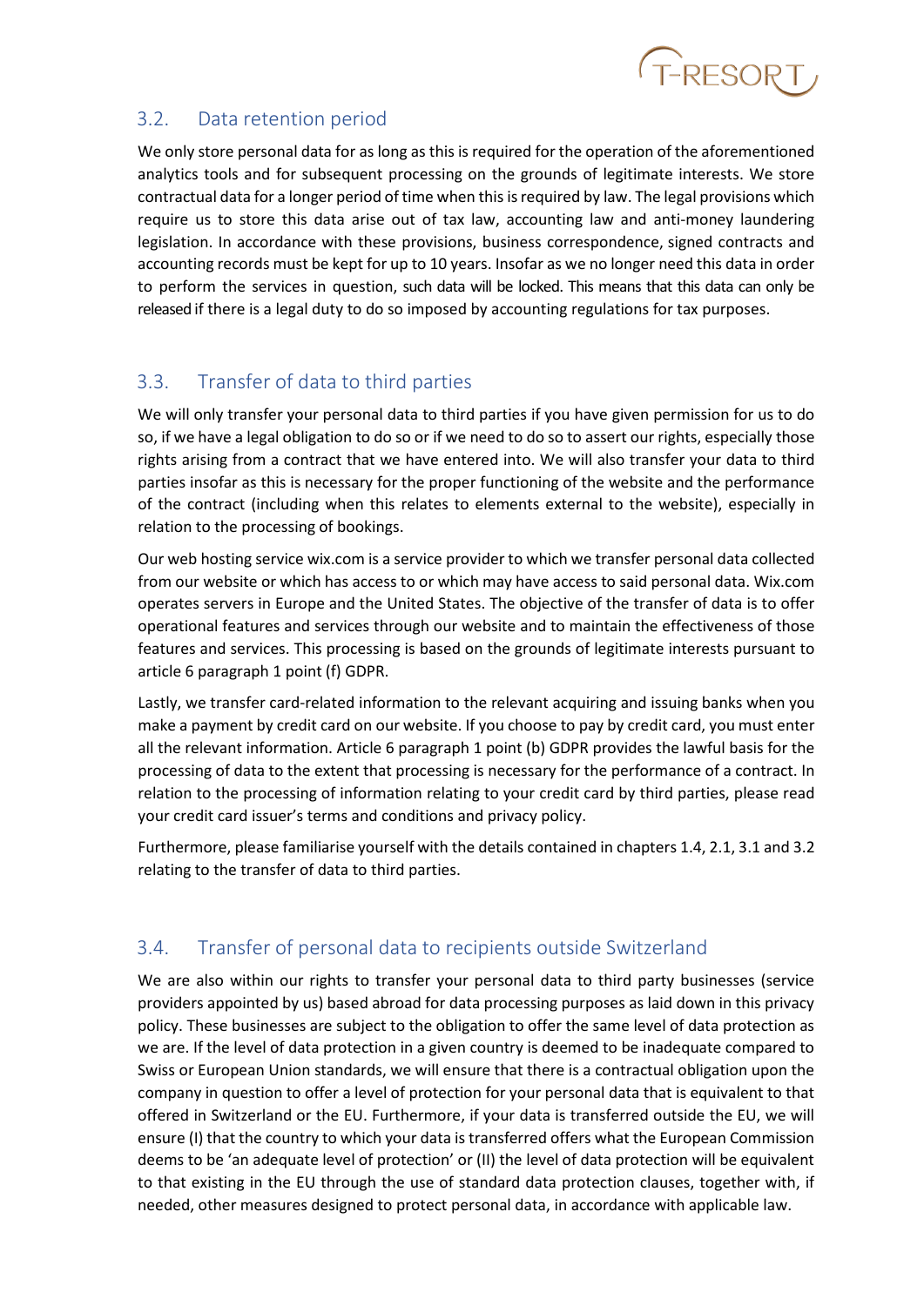## 3.2. Data retention period

We only store personal data for as long as this is required for the operation of the aforementioned analytics tools and for subsequent processing on the grounds of legitimate interests. We store contractual data for a longer period of time when this is required by law. The legal provisions which require us to store this data arise out of tax law, accounting law and anti-money laundering legislation. In accordance with these provisions, business correspondence, signed contracts and accounting records must be kept for up to 10 years. Insofar as we no longer need this data in order to perform the services in question, such data will be locked. This means that this data can only be released if there is a legal duty to do so imposed by accounting regulations for tax purposes.

## 3.3. Transfer of data to third parties

We will only transfer your personal data to third parties if you have given permission for us to do so, if we have a legal obligation to do so or if we need to do so to assert our rights, especially those rights arising from a contract that we have entered into. We will also transfer your data to third parties insofar as this is necessary for the proper functioning of the website and the performance of the contract (including when this relates to elements external to the website), especially in relation to the processing of bookings.

Our web hosting service wix.com is a service provider to which we transfer personal data collected from our website or which has access to or which may have access to said personal data. Wix.com operates servers in Europe and the United States. The objective of the transfer of data is to offer operational features and services through our website and to maintain the effectiveness of those features and services. This processing is based on the grounds of legitimate interests pursuant to article 6 paragraph 1 point (f) GDPR.

Lastly, we transfer card-related information to the relevant acquiring and issuing banks when you make a payment by credit card on our website. If you choose to pay by credit card, you must enter all the relevant information. Article 6 paragraph 1 point (b) GDPR provides the lawful basis for the processing of data to the extent that processing is necessary for the performance of a contract. In relation to the processing of information relating to your credit card by third parties, please read your credit card issuer's terms and conditions and privacy policy.

Furthermore, please familiarise yourself with the details contained in chapters 1.4, 2.1, 3.1 and 3.2 relating to the transfer of data to third parties.

## 3.4. Transfer of personal data to recipients outside Switzerland

We are also within our rights to transfer your personal data to third party businesses (service providers appointed by us) based abroad for data processing purposes as laid down in this privacy policy. These businesses are subject to the obligation to offer the same level of data protection as we are. If the level of data protection in a given country is deemed to be inadequate compared to Swiss or European Union standards, we will ensure that there is a contractual obligation upon the company in question to offer a level of protection for your personal data that is equivalent to that offered in Switzerland or the EU. Furthermore, if your data is transferred outside the EU, we will ensure (I) that the country to which your data is transferred offers what the European Commission deems to be 'an adequate level of protection' or (II) the level of data protection will be equivalent to that existing in the EU through the use of standard data protection clauses, together with, if needed, other measures designed to protect personal data, in accordance with applicable law.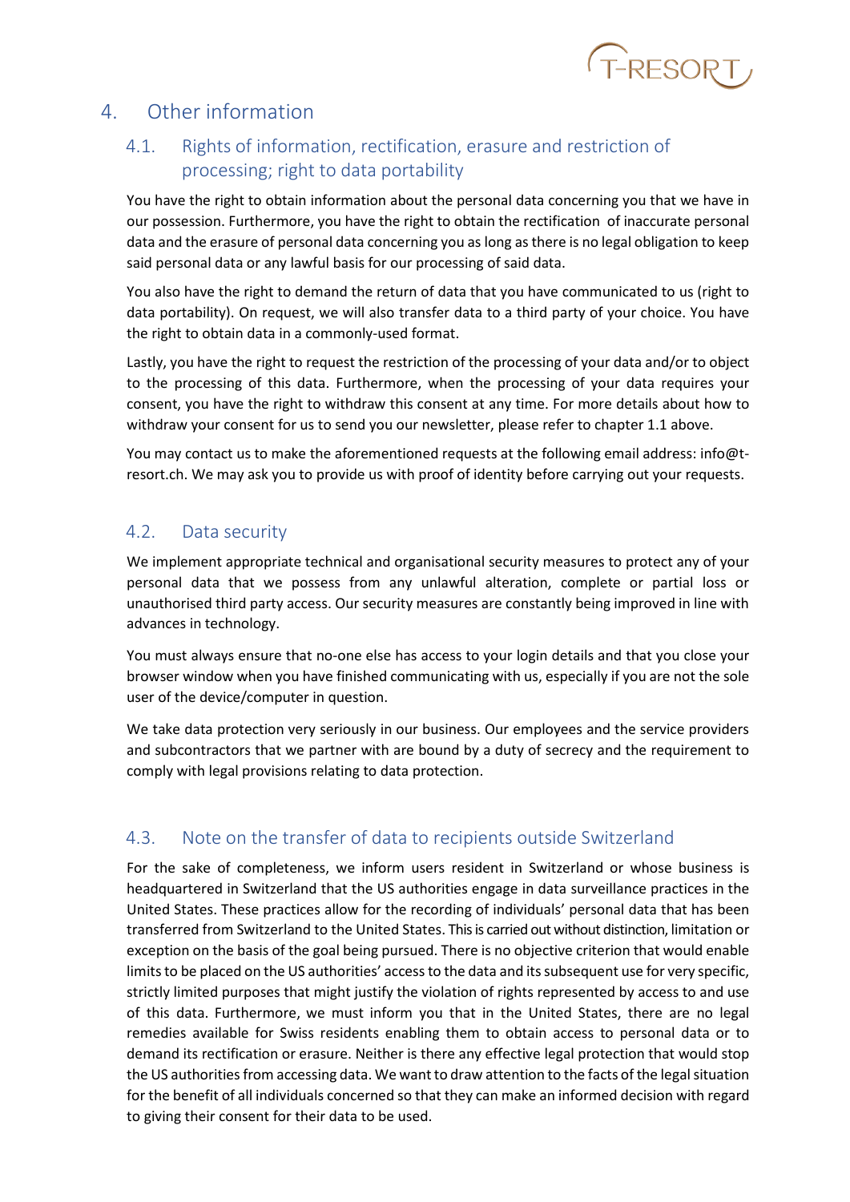# 4. Other information

## 4.1. Rights of information, rectification, erasure and restriction of processing; right to data portability

You have the right to obtain information about the personal data concerning you that we have in our possession. Furthermore, you have the right to obtain the rectification of inaccurate personal data and the erasure of personal data concerning you as long as there is no legal obligation to keep said personal data or any lawful basis for our processing of said data.

You also have the right to demand the return of data that you have communicated to us (right to data portability). On request, we will also transfer data to a third party of your choice. You have the right to obtain data in a commonly-used format.

Lastly, you have the right to request the restriction of the processing of your data and/or to object to the processing of this data. Furthermore, when the processing of your data requires your consent, you have the right to withdraw this consent at any time. For more details about how to withdraw your consent for us to send you our newsletter, please refer to chapter 1.1 above.

You may contact us to make the aforementioned requests at the following email address: info@t-resort.ch. We may ask you to provide us with proof of identity before carrying out your requests.

## 4.2. Data security

We implement appropriate technical and organisational security measures to protect any of your personal data that we possess from any unlawful alteration, complete or partial loss or unauthorised third party access. Our security measures are constantly being improved in line with advances in technology.

You must always ensure that no-one else has access to your login details and that you close your browser window when you have finished communicating with us, especially if you are not the sole user of the device/computer in question.

We take data protection very seriously in our business. Our employees and the service providers and subcontractors that we partner with are bound by a duty of secrecy and the requirement to comply with legal provisions relating to data protection.

## 4.3. Note on the transfer of data to recipients outside Switzerland

For the sake of completeness, we inform users resident in Switzerland or whose business is headquartered in Switzerland that the US authorities engage in data surveillance practices in the United States. These practices allow for the recording of individuals' personal data that has been transferred from Switzerland to the United States. This is carried out without distinction, limitation or exception on the basis of the goal being pursued. There is no objective criterion that would enable limits to be placed on the US authorities' access to the data and its subsequent use for very specific, strictly limited purposes that might justify the violation of rights represented by access to and use of this data. Furthermore, we must inform you that in the United States, there are no legal remedies available for Swiss residents enabling them to obtain access to personal data or to demand its rectification or erasure. Neither is there any effective legal protection that would stop the US authorities from accessing data. We want to draw attention to the facts of the legal situation for the benefit of all individuals concerned so that they can make an informed decision with regard to giving their consent for their data to be used.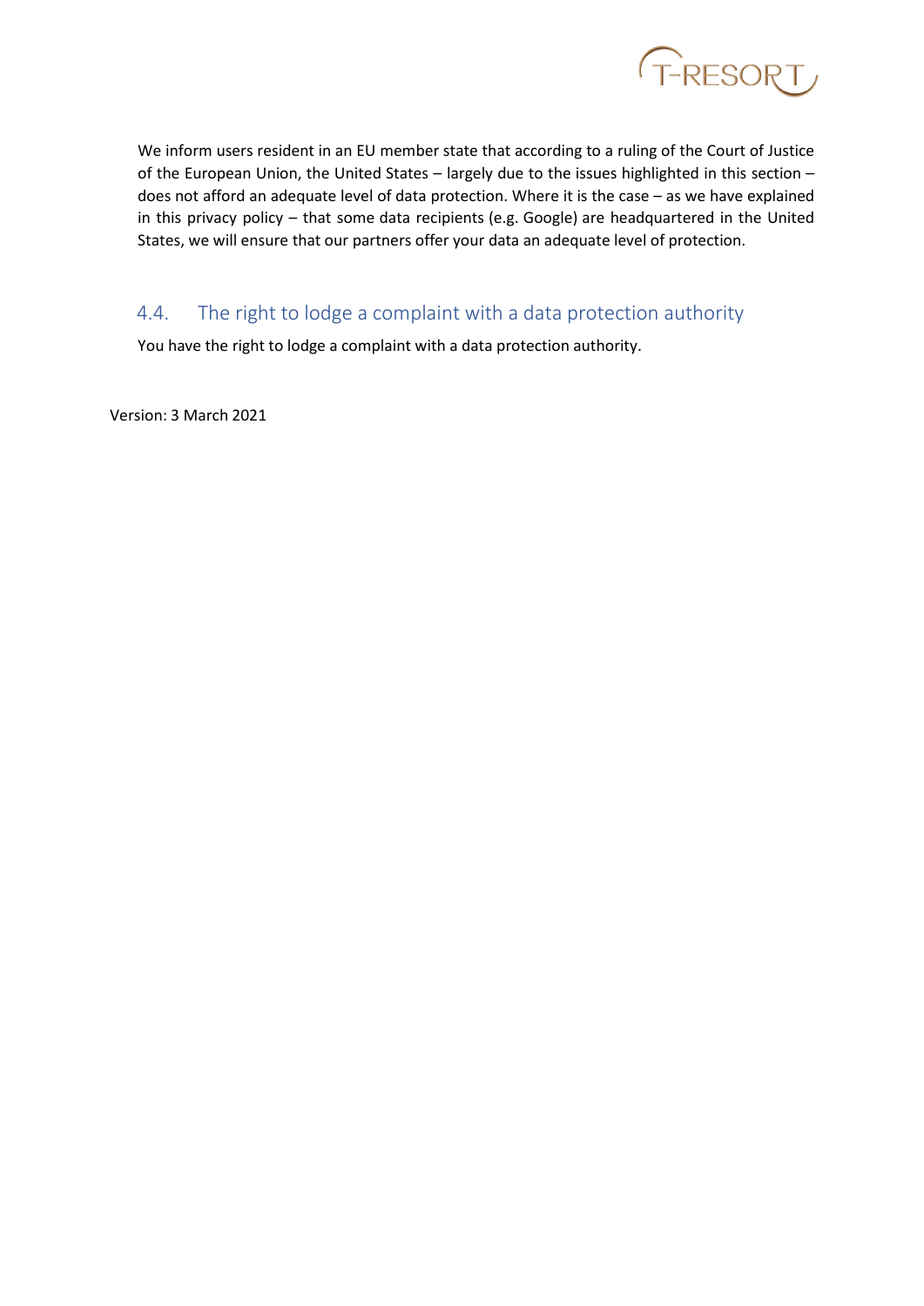We inform users resident in an EU member state that according to a ruling of the Court of Justice of the European Union, the United States – largely due to the issues highlighted in this section – does not afford an adequate level of data protection. Where it is the case – as we have explained in this privacy policy – that some data recipients (e.g. Google) are headquartered in the United States, we will ensure that our partners offer your data an adequate level of protection.

## 4.4. The right to lodge a complaint with a data protection authority

You have the right to lodge a complaint with a data protection authority.

Version: 3 March 2021